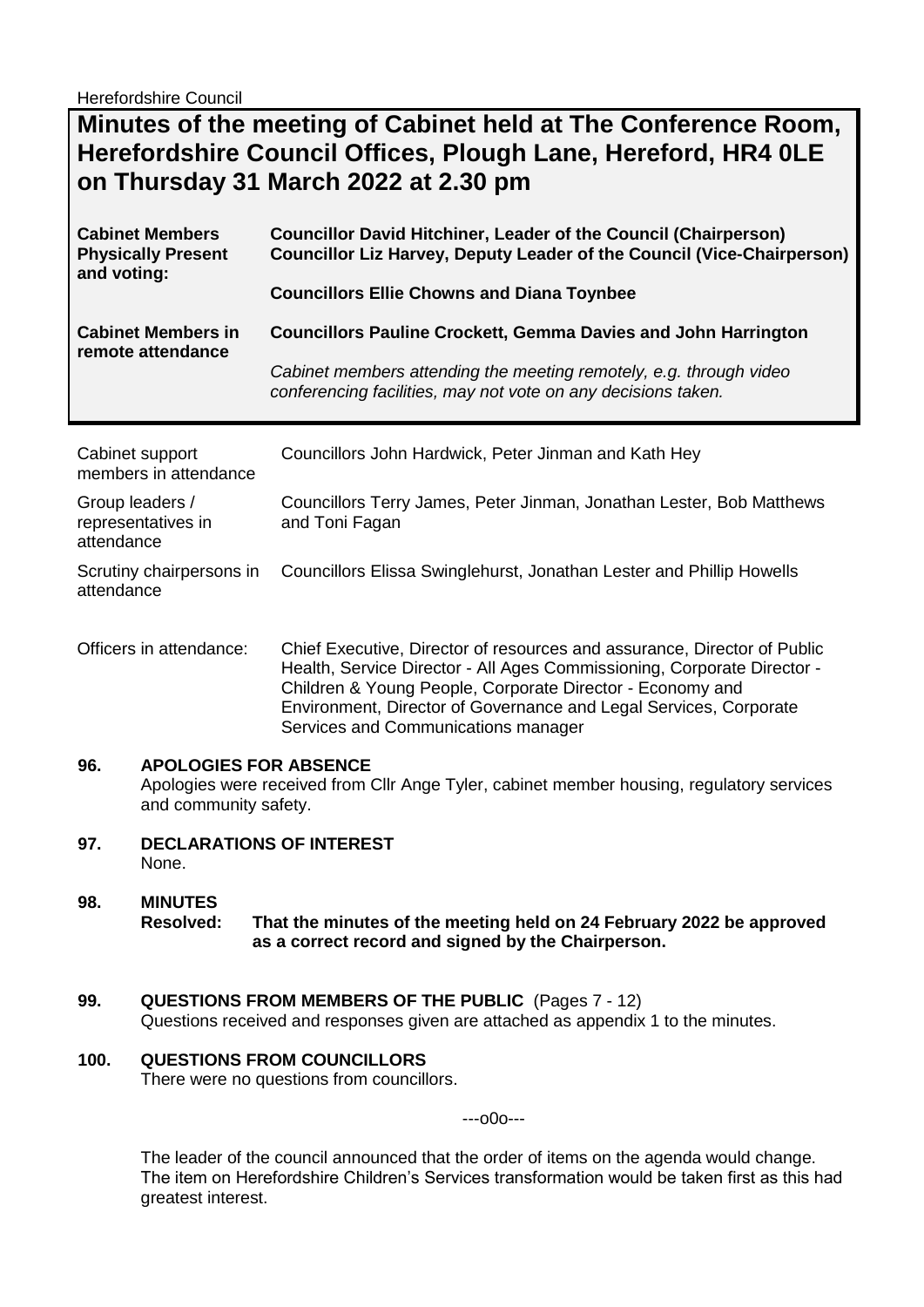Herefordshire Council

# Minutes of the meeting of Cabinet held at The Conference Room, Herefordshire Council Offices, Plough Lane, Hereford, HR4 0LE on Thursday 31 March 2022 at 2.30 pm

| | |
|---|---|
| **Cabinet Members Physically Present and voting:** | **Councillor David Hitchiner, Leader of the Council (Chairperson)**<br>**Councillor Liz Harvey, Deputy Leader of the Council (Vice-Chairperson)**<br><br>**Councillors Ellie Chowns and Diana Toynbee** |
| **Cabinet Members in remote attendance** | **Councillors Pauline Crockett, Gemma Davies and John Harrington**<br><br>*Cabinet members attending the meeting remotely, e.g. through video conferencing facilities, may not vote on any decisions taken.* |

| | |
|---|---|
| Cabinet support members in attendance | Councillors John Hardwick, Peter Jinman and Kath Hey |
| Group leaders / representatives in attendance | Councillors Terry James, Peter Jinman, Jonathan Lester, Bob Matthews and Toni Fagan |
| Scrutiny chairpersons in attendance | Councillors Elissa Swinglehurst, Jonathan Lester and Phillip Howells |
| Officers in attendance: | Chief Executive, Director of resources and assurance, Director of Public Health, Service Director - All Ages Commissioning, Corporate Director - Children & Young People, Corporate Director - Economy and Environment, Director of Governance and Legal Services, Corporate Services and Communications manager |

## 96. APOLOGIES FOR ABSENCE

Apologies were received from Cllr Ange Tyler, cabinet member housing, regulatory services and community safety.

## 97. DECLARATIONS OF INTEREST

None.

## 98. MINUTES

**Resolved: That the minutes of the meeting held on 24 February 2022 be approved as a correct record and signed by the Chairperson.**

## 99. QUESTIONS FROM MEMBERS OF THE PUBLIC (Pages 7 - 12)

Questions received and responses given are attached as appendix 1 to the minutes.

## 100. QUESTIONS FROM COUNCILLORS

There were no questions from councillors.

---o0o---

The leader of the council announced that the order of items on the agenda would change. The item on Herefordshire Children's Services transformation would be taken first as this had greatest interest.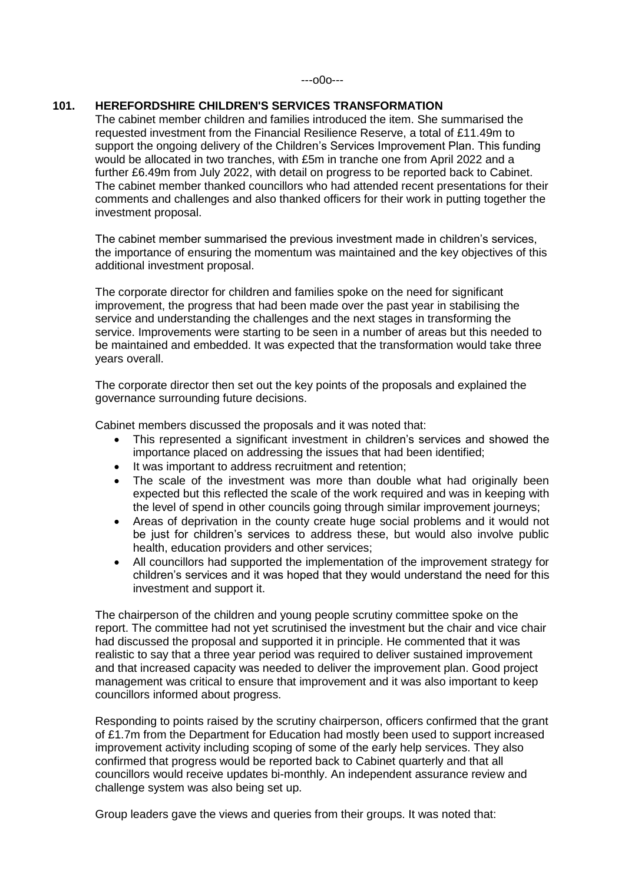---o0o---

## 101. HEREFORDSHIRE CHILDREN'S SERVICES TRANSFORMATION

The cabinet member children and families introduced the item. She summarised the requested investment from the Financial Resilience Reserve, a total of £11.49m to support the ongoing delivery of the Children's Services Improvement Plan. This funding would be allocated in two tranches, with £5m in tranche one from April 2022 and a further £6.49m from July 2022, with detail on progress to be reported back to Cabinet. The cabinet member thanked councillors who had attended recent presentations for their comments and challenges and also thanked officers for their work in putting together the investment proposal.

The cabinet member summarised the previous investment made in children's services, the importance of ensuring the momentum was maintained and the key objectives of this additional investment proposal.

The corporate director for children and families spoke on the need for significant improvement, the progress that had been made over the past year in stabilising the service and understanding the challenges and the next stages in transforming the service. Improvements were starting to be seen in a number of areas but this needed to be maintained and embedded. It was expected that the transformation would take three years overall.

The corporate director then set out the key points of the proposals and explained the governance surrounding future decisions.

Cabinet members discussed the proposals and it was noted that:

- This represented a significant investment in children's services and showed the importance placed on addressing the issues that had been identified;
- It was important to address recruitment and retention;
- The scale of the investment was more than double what had originally been expected but this reflected the scale of the work required and was in keeping with the level of spend in other councils going through similar improvement journeys;
- Areas of deprivation in the county create huge social problems and it would not be just for children's services to address these, but would also involve public health, education providers and other services;
- All councillors had supported the implementation of the improvement strategy for children's services and it was hoped that they would understand the need for this investment and support it.

The chairperson of the children and young people scrutiny committee spoke on the report. The committee had not yet scrutinised the investment but the chair and vice chair had discussed the proposal and supported it in principle. He commented that it was realistic to say that a three year period was required to deliver sustained improvement and that increased capacity was needed to deliver the improvement plan. Good project management was critical to ensure that improvement and it was also important to keep councillors informed about progress.

Responding to points raised by the scrutiny chairperson, officers confirmed that the grant of £1.7m from the Department for Education had mostly been used to support increased improvement activity including scoping of some of the early help services. They also confirmed that progress would be reported back to Cabinet quarterly and that all councillors would receive updates bi-monthly. An independent assurance review and challenge system was also being set up.

Group leaders gave the views and queries from their groups. It was noted that: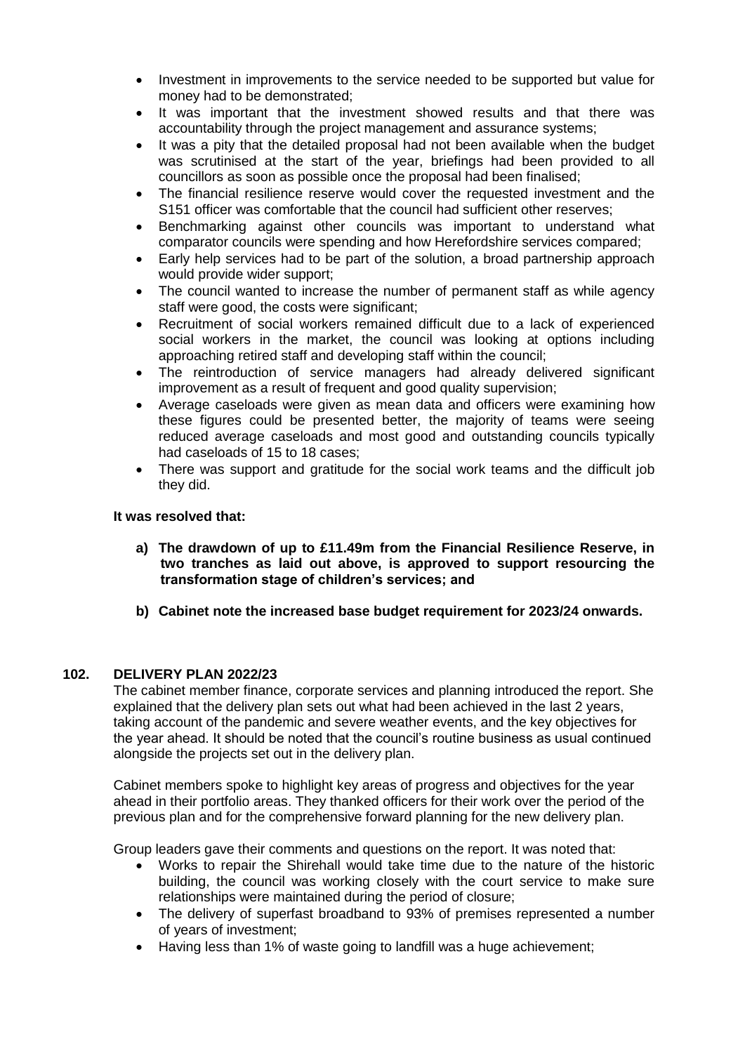- Investment in improvements to the service needed to be supported but value for money had to be demonstrated;
- It was important that the investment showed results and that there was accountability through the project management and assurance systems;
- It was a pity that the detailed proposal had not been available when the budget was scrutinised at the start of the year, briefings had been provided to all councillors as soon as possible once the proposal had been finalised;
- The financial resilience reserve would cover the requested investment and the S151 officer was comfortable that the council had sufficient other reserves;
- Benchmarking against other councils was important to understand what comparator councils were spending and how Herefordshire services compared;
- Early help services had to be part of the solution, a broad partnership approach would provide wider support;
- The council wanted to increase the number of permanent staff as while agency staff were good, the costs were significant;
- Recruitment of social workers remained difficult due to a lack of experienced social workers in the market, the council was looking at options including approaching retired staff and developing staff within the council;
- The reintroduction of service managers had already delivered significant improvement as a result of frequent and good quality supervision;
- Average caseloads were given as mean data and officers were examining how these figures could be presented better, the majority of teams were seeing reduced average caseloads and most good and outstanding councils typically had caseloads of 15 to 18 cases;
- There was support and gratitude for the social work teams and the difficult job they did.

**It was resolved that:**

**a) The drawdown of up to £11.49m from the Financial Resilience Reserve, in two tranches as laid out above, is approved to support resourcing the transformation stage of children's services; and**

**b) Cabinet note the increased base budget requirement for 2023/24 onwards.**

## 102. DELIVERY PLAN 2022/23

The cabinet member finance, corporate services and planning introduced the report. She explained that the delivery plan sets out what had been achieved in the last 2 years, taking account of the pandemic and severe weather events, and the key objectives for the year ahead. It should be noted that the council's routine business as usual continued alongside the projects set out in the delivery plan.

Cabinet members spoke to highlight key areas of progress and objectives for the year ahead in their portfolio areas. They thanked officers for their work over the period of the previous plan and for the comprehensive forward planning for the new delivery plan.

Group leaders gave their comments and questions on the report. It was noted that:

- Works to repair the Shirehall would take time due to the nature of the historic building, the council was working closely with the court service to make sure relationships were maintained during the period of closure;
- The delivery of superfast broadband to 93% of premises represented a number of years of investment;
- Having less than 1% of waste going to landfill was a huge achievement;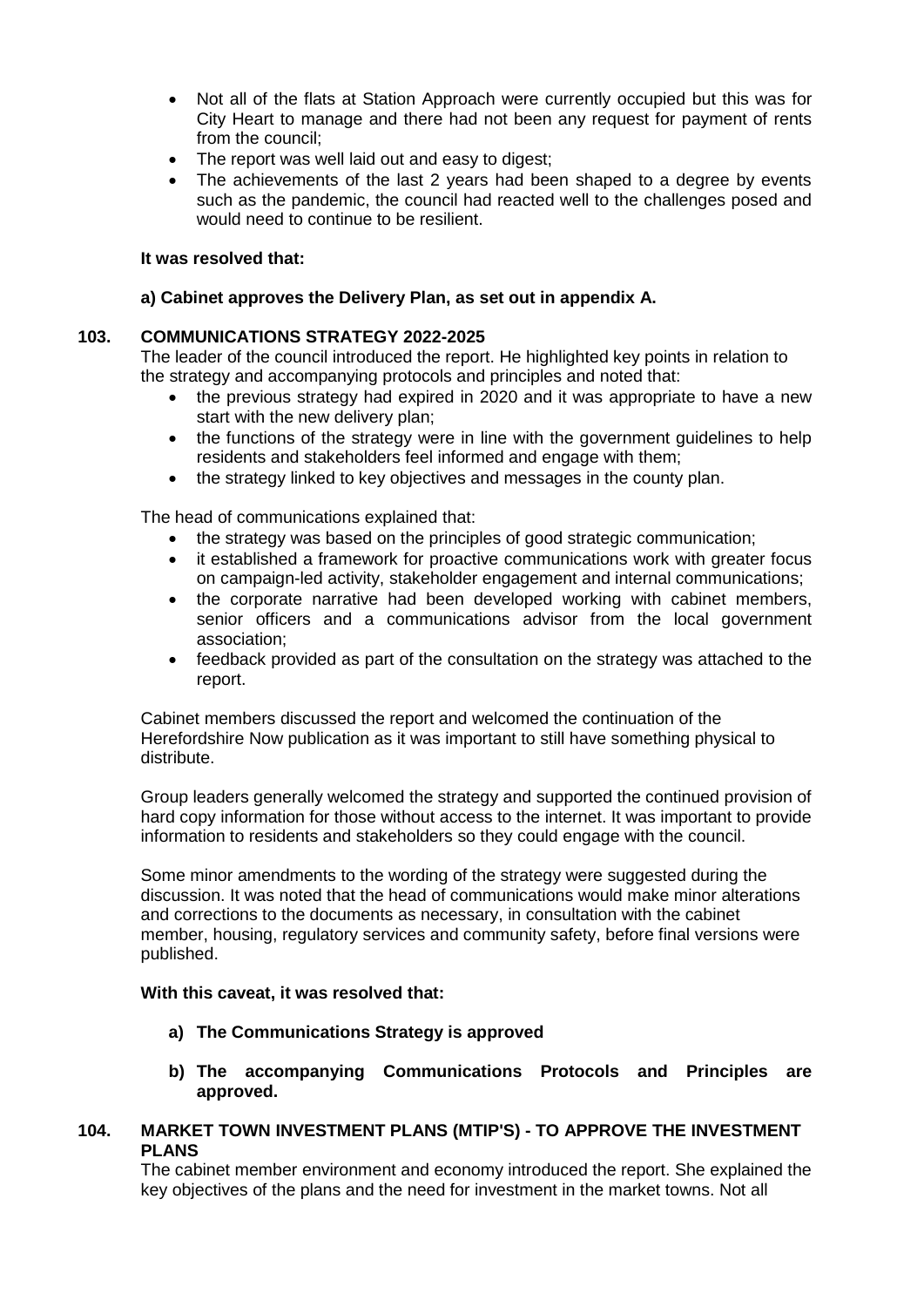- Not all of the flats at Station Approach were currently occupied but this was for City Heart to manage and there had not been any request for payment of rents from the council;
- The report was well laid out and easy to digest;
- The achievements of the last 2 years had been shaped to a degree by events such as the pandemic, the council had reacted well to the challenges posed and would need to continue to be resilient.

**It was resolved that:**

**a) Cabinet approves the Delivery Plan, as set out in appendix A.**

## 103. COMMUNICATIONS STRATEGY 2022-2025

The leader of the council introduced the report. He highlighted key points in relation to the strategy and accompanying protocols and principles and noted that:

- the previous strategy had expired in 2020 and it was appropriate to have a new start with the new delivery plan;
- the functions of the strategy were in line with the government guidelines to help residents and stakeholders feel informed and engage with them;
- the strategy linked to key objectives and messages in the county plan.

The head of communications explained that:

- the strategy was based on the principles of good strategic communication;
- it established a framework for proactive communications work with greater focus on campaign-led activity, stakeholder engagement and internal communications;
- the corporate narrative had been developed working with cabinet members, senior officers and a communications advisor from the local government association;
- feedback provided as part of the consultation on the strategy was attached to the report.

Cabinet members discussed the report and welcomed the continuation of the Herefordshire Now publication as it was important to still have something physical to distribute.

Group leaders generally welcomed the strategy and supported the continued provision of hard copy information for those without access to the internet. It was important to provide information to residents and stakeholders so they could engage with the council.

Some minor amendments to the wording of the strategy were suggested during the discussion. It was noted that the head of communications would make minor alterations and corrections to the documents as necessary, in consultation with the cabinet member, housing, regulatory services and community safety, before final versions were published.

**With this caveat, it was resolved that:**

**a) The Communications Strategy is approved**

**b) The accompanying Communications Protocols and Principles are approved.**

## 104. MARKET TOWN INVESTMENT PLANS (MTIP'S) - TO APPROVE THE INVESTMENT PLANS

The cabinet member environment and economy introduced the report. She explained the key objectives of the plans and the need for investment in the market towns. Not all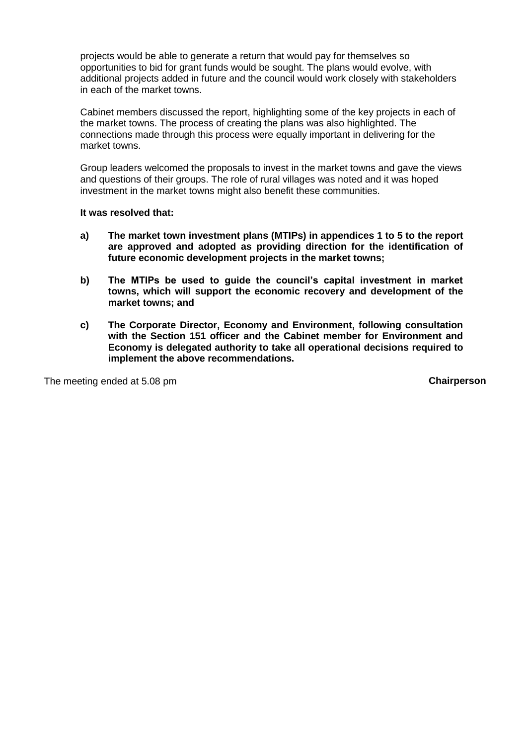projects would be able to generate a return that would pay for themselves so opportunities to bid for grant funds would be sought. The plans would evolve, with additional projects added in future and the council would work closely with stakeholders in each of the market towns.

Cabinet members discussed the report, highlighting some of the key projects in each of the market towns. The process of creating the plans was also highlighted. The connections made through this process were equally important in delivering for the market towns.

Group leaders welcomed the proposals to invest in the market towns and gave the views and questions of their groups. The role of rural villages was noted and it was hoped investment in the market towns might also benefit these communities.

**It was resolved that:**

**a) The market town investment plans (MTIPs) in appendices 1 to 5 to the report are approved and adopted as providing direction for the identification of future economic development projects in the market towns;**

**b) The MTIPs be used to guide the council's capital investment in market towns, which will support the economic recovery and development of the market towns; and**

**c) The Corporate Director, Economy and Environment, following consultation with the Section 151 officer and the Cabinet member for Environment and Economy is delegated authority to take all operational decisions required to implement the above recommendations.**

The meeting ended at 5.08 pm **Chairperson**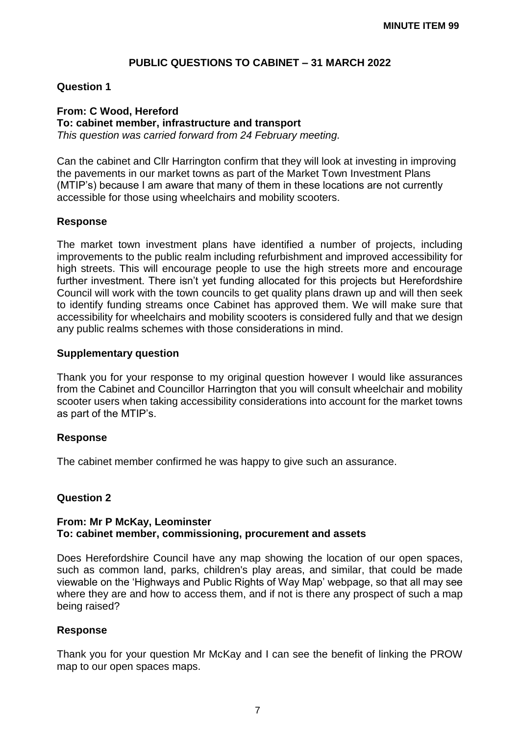**MINUTE ITEM 99**

# PUBLIC QUESTIONS TO CABINET – 31 MARCH 2022

## Question 1

**From: C Wood, Hereford**
**To: cabinet member, infrastructure and transport**
*This question was carried forward from 24 February meeting.*

Can the cabinet and Cllr Harrington confirm that they will look at investing in improving the pavements in our market towns as part of the Market Town Investment Plans (MTIP's) because I am aware that many of them in these locations are not currently accessible for those using wheelchairs and mobility scooters.

### Response

The market town investment plans have identified a number of projects, including improvements to the public realm including refurbishment and improved accessibility for high streets. This will encourage people to use the high streets more and encourage further investment. There isn't yet funding allocated for this projects but Herefordshire Council will work with the town councils to get quality plans drawn up and will then seek to identify funding streams once Cabinet has approved them. We will make sure that accessibility for wheelchairs and mobility scooters is considered fully and that we design any public realms schemes with those considerations in mind.

### Supplementary question

Thank you for your response to my original question however I would like assurances from the Cabinet and Councillor Harrington that you will consult wheelchair and mobility scooter users when taking accessibility considerations into account for the market towns as part of the MTIP's.

### Response

The cabinet member confirmed he was happy to give such an assurance.

## Question 2

**From: Mr P McKay, Leominster**
**To: cabinet member, commissioning, procurement and assets**

Does Herefordshire Council have any map showing the location of our open spaces, such as common land, parks, children's play areas, and similar, that could be made viewable on the 'Highways and Public Rights of Way Map' webpage, so that all may see where they are and how to access them, and if not is there any prospect of such a map being raised?

### Response

Thank you for your question Mr McKay and I can see the benefit of linking the PROW map to our open spaces maps.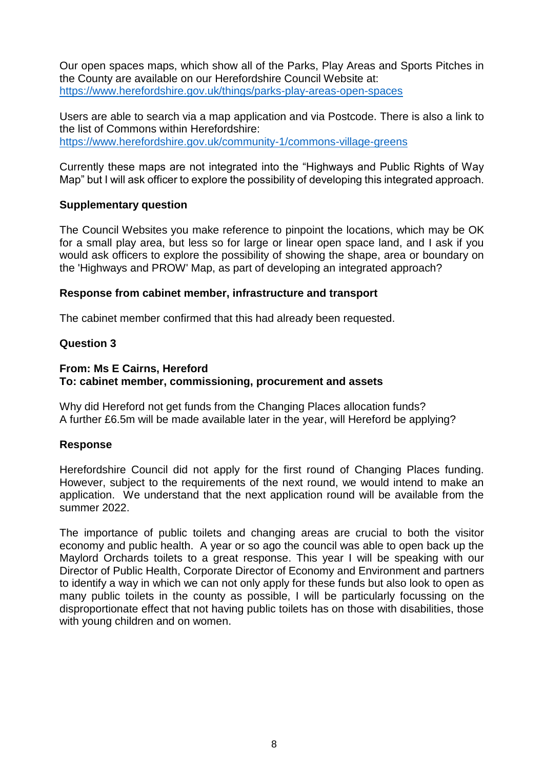Our open spaces maps, which show all of the Parks, Play Areas and Sports Pitches in the County are available on our Herefordshire Council Website at: https://www.herefordshire.gov.uk/things/parks-play-areas-open-spaces

Users are able to search via a map application and via Postcode. There is also a link to the list of Commons within Herefordshire: https://www.herefordshire.gov.uk/community-1/commons-village-greens

Currently these maps are not integrated into the "Highways and Public Rights of Way Map" but I will ask officer to explore the possibility of developing this integrated approach.

**Supplementary question**

The Council Websites you make reference to pinpoint the locations, which may be OK for a small play area, but less so for large or linear open space land, and I ask if you would ask officers to explore the possibility of showing the shape, area or boundary on the 'Highways and PROW' Map, as part of developing an integrated approach?

**Response from cabinet member, infrastructure and transport**

The cabinet member confirmed that this had already been requested.

**Question 3**

**From: Ms E Cairns, Hereford**
**To: cabinet member, commissioning, procurement and assets**

Why did Hereford not get funds from the Changing Places allocation funds?
A further £6.5m will be made available later in the year, will Hereford be applying?

**Response**

Herefordshire Council did not apply for the first round of Changing Places funding. However, subject to the requirements of the next round, we would intend to make an application. We understand that the next application round will be available from the summer 2022.

The importance of public toilets and changing areas are crucial to both the visitor economy and public health. A year or so ago the council was able to open back up the Maylord Orchards toilets to a great response. This year I will be speaking with our Director of Public Health, Corporate Director of Economy and Environment and partners to identify a way in which we can not only apply for these funds but also look to open as many public toilets in the county as possible, I will be particularly focussing on the disproportionate effect that not having public toilets has on those with disabilities, those with young children and on women.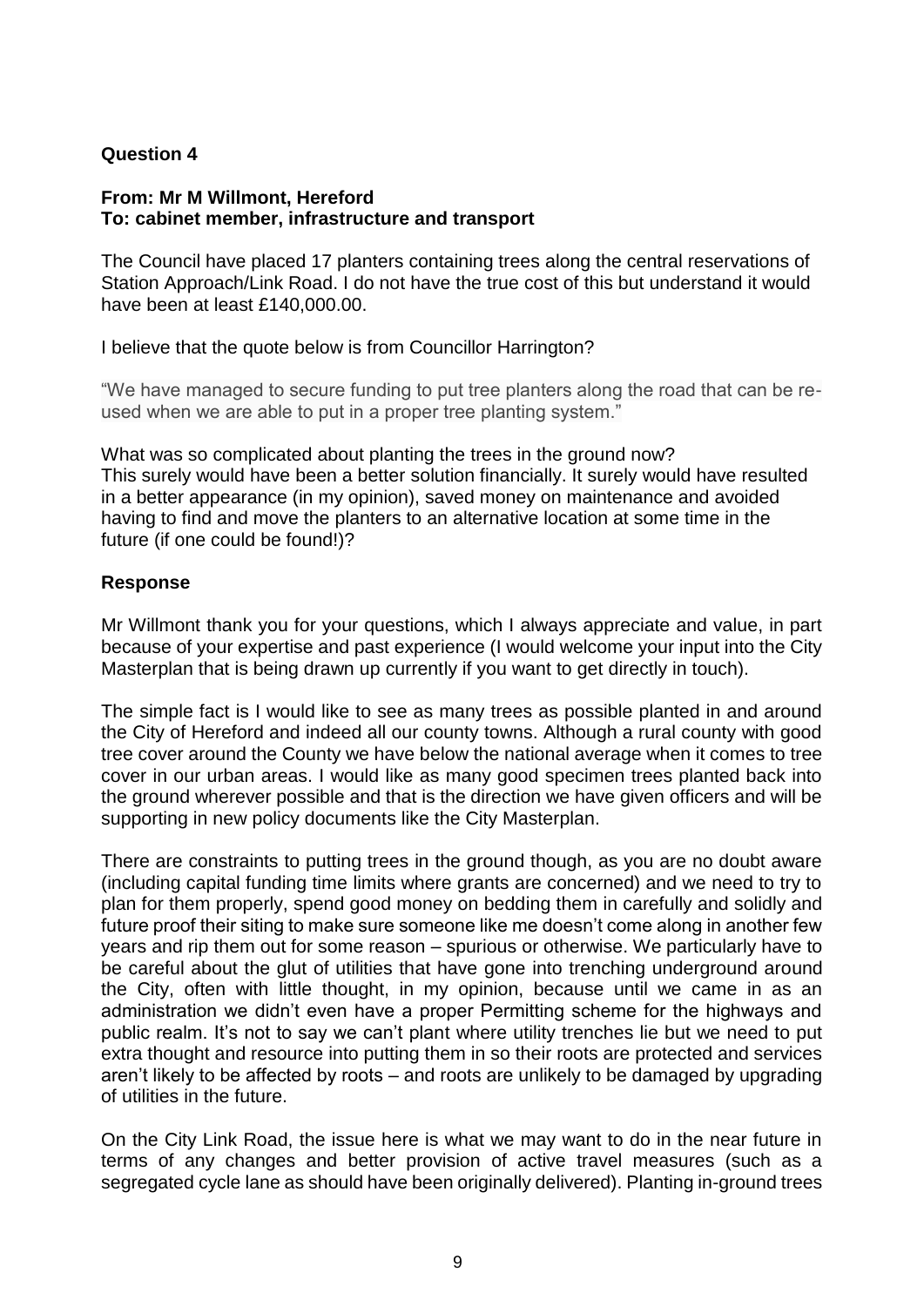**Question 4**

**From: Mr M Willmont, Hereford**
**To: cabinet member, infrastructure and transport**

The Council have placed 17 planters containing trees along the central reservations of Station Approach/Link Road. I do not have the true cost of this but understand it would have been at least £140,000.00.

I believe that the quote below is from Councillor Harrington?

"We have managed to secure funding to put tree planters along the road that can be re-used when we are able to put in a proper tree planting system."

What was so complicated about planting the trees in the ground now?
This surely would have been a better solution financially. It surely would have resulted in a better appearance (in my opinion), saved money on maintenance and avoided having to find and move the planters to an alternative location at some time in the future (if one could be found!)?

**Response**

Mr Willmont thank you for your questions, which I always appreciate and value, in part because of your expertise and past experience (I would welcome your input into the City Masterplan that is being drawn up currently if you want to get directly in touch).

The simple fact is I would like to see as many trees as possible planted in and around the City of Hereford and indeed all our county towns. Although a rural county with good tree cover around the County we have below the national average when it comes to tree cover in our urban areas. I would like as many good specimen trees planted back into the ground wherever possible and that is the direction we have given officers and will be supporting in new policy documents like the City Masterplan.

There are constraints to putting trees in the ground though, as you are no doubt aware (including capital funding time limits where grants are concerned) and we need to try to plan for them properly, spend good money on bedding them in carefully and solidly and future proof their siting to make sure someone like me doesn't come along in another few years and rip them out for some reason – spurious or otherwise. We particularly have to be careful about the glut of utilities that have gone into trenching underground around the City, often with little thought, in my opinion, because until we came in as an administration we didn't even have a proper Permitting scheme for the highways and public realm. It's not to say we can't plant where utility trenches lie but we need to put extra thought and resource into putting them in so their roots are protected and services aren't likely to be affected by roots – and roots are unlikely to be damaged by upgrading of utilities in the future.

On the City Link Road, the issue here is what we may want to do in the near future in terms of any changes and better provision of active travel measures (such as a segregated cycle lane as should have been originally delivered). Planting in-ground trees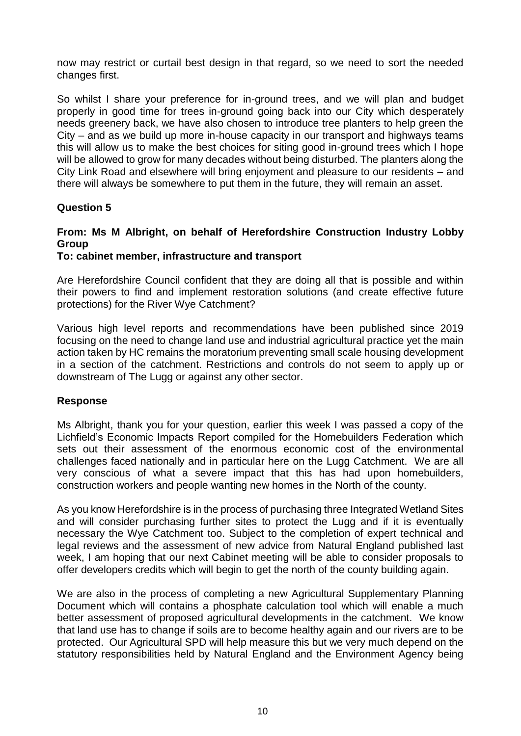now may restrict or curtail best design in that regard, so we need to sort the needed changes first.

So whilst I share your preference for in-ground trees, and we will plan and budget properly in good time for trees in-ground going back into our City which desperately needs greenery back, we have also chosen to introduce tree planters to help green the City – and as we build up more in-house capacity in our transport and highways teams this will allow us to make the best choices for siting good in-ground trees which I hope will be allowed to grow for many decades without being disturbed. The planters along the City Link Road and elsewhere will bring enjoyment and pleasure to our residents – and there will always be somewhere to put them in the future, they will remain an asset.

**Question 5**

**From: Ms M Albright, on behalf of Herefordshire Construction Industry Lobby Group**
**To: cabinet member, infrastructure and transport**

Are Herefordshire Council confident that they are doing all that is possible and within their powers to find and implement restoration solutions (and create effective future protections) for the River Wye Catchment?

Various high level reports and recommendations have been published since 2019 focusing on the need to change land use and industrial agricultural practice yet the main action taken by HC remains the moratorium preventing small scale housing development in a section of the catchment. Restrictions and controls do not seem to apply up or downstream of The Lugg or against any other sector.

**Response**

Ms Albright, thank you for your question, earlier this week I was passed a copy of the Lichfield's Economic Impacts Report compiled for the Homebuilders Federation which sets out their assessment of the enormous economic cost of the environmental challenges faced nationally and in particular here on the Lugg Catchment. We are all very conscious of what a severe impact that this has had upon homebuilders, construction workers and people wanting new homes in the North of the county.

As you know Herefordshire is in the process of purchasing three Integrated Wetland Sites and will consider purchasing further sites to protect the Lugg and if it is eventually necessary the Wye Catchment too. Subject to the completion of expert technical and legal reviews and the assessment of new advice from Natural England published last week, I am hoping that our next Cabinet meeting will be able to consider proposals to offer developers credits which will begin to get the north of the county building again.

We are also in the process of completing a new Agricultural Supplementary Planning Document which will contains a phosphate calculation tool which will enable a much better assessment of proposed agricultural developments in the catchment. We know that land use has to change if soils are to become healthy again and our rivers are to be protected. Our Agricultural SPD will help measure this but we very much depend on the statutory responsibilities held by Natural England and the Environment Agency being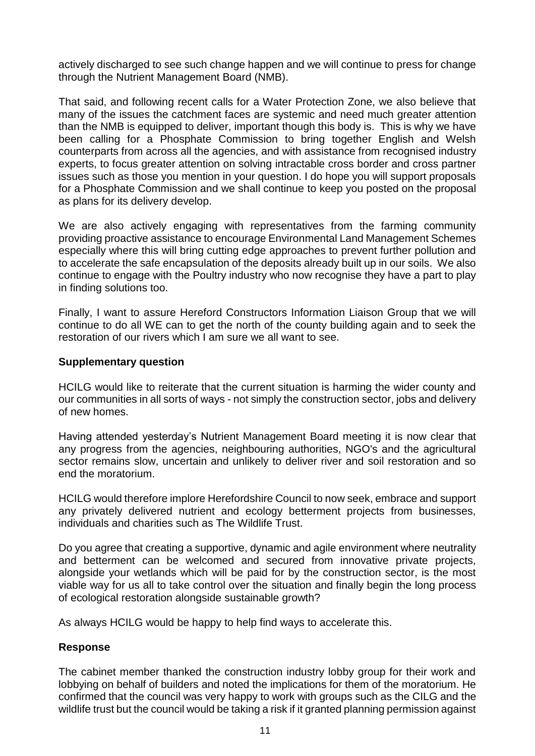actively discharged to see such change happen and we will continue to press for change through the Nutrient Management Board (NMB).

That said, and following recent calls for a Water Protection Zone, we also believe that many of the issues the catchment faces are systemic and need much greater attention than the NMB is equipped to deliver, important though this body is. This is why we have been calling for a Phosphate Commission to bring together English and Welsh counterparts from across all the agencies, and with assistance from recognised industry experts, to focus greater attention on solving intractable cross border and cross partner issues such as those you mention in your question. I do hope you will support proposals for a Phosphate Commission and we shall continue to keep you posted on the proposal as plans for its delivery develop.

We are also actively engaging with representatives from the farming community providing proactive assistance to encourage Environmental Land Management Schemes especially where this will bring cutting edge approaches to prevent further pollution and to accelerate the safe encapsulation of the deposits already built up in our soils. We also continue to engage with the Poultry industry who now recognise they have a part to play in finding solutions too.

Finally, I want to assure Hereford Constructors Information Liaison Group that we will continue to do all WE can to get the north of the county building again and to seek the restoration of our rivers which I am sure we all want to see.

**Supplementary question**

HCILG would like to reiterate that the current situation is harming the wider county and our communities in all sorts of ways - not simply the construction sector, jobs and delivery of new homes.

Having attended yesterday's Nutrient Management Board meeting it is now clear that any progress from the agencies, neighbouring authorities, NGO's and the agricultural sector remains slow, uncertain and unlikely to deliver river and soil restoration and so end the moratorium.

HCILG would therefore implore Herefordshire Council to now seek, embrace and support any privately delivered nutrient and ecology betterment projects from businesses, individuals and charities such as The Wildlife Trust.

Do you agree that creating a supportive, dynamic and agile environment where neutrality and betterment can be welcomed and secured from innovative private projects, alongside your wetlands which will be paid for by the construction sector, is the most viable way for us all to take control over the situation and finally begin the long process of ecological restoration alongside sustainable growth?

As always HCILG would be happy to help find ways to accelerate this.

**Response**

The cabinet member thanked the construction industry lobby group for their work and lobbying on behalf of builders and noted the implications for them of the moratorium. He confirmed that the council was very happy to work with groups such as the CILG and the wildlife trust but the council would be taking a risk if it granted planning permission against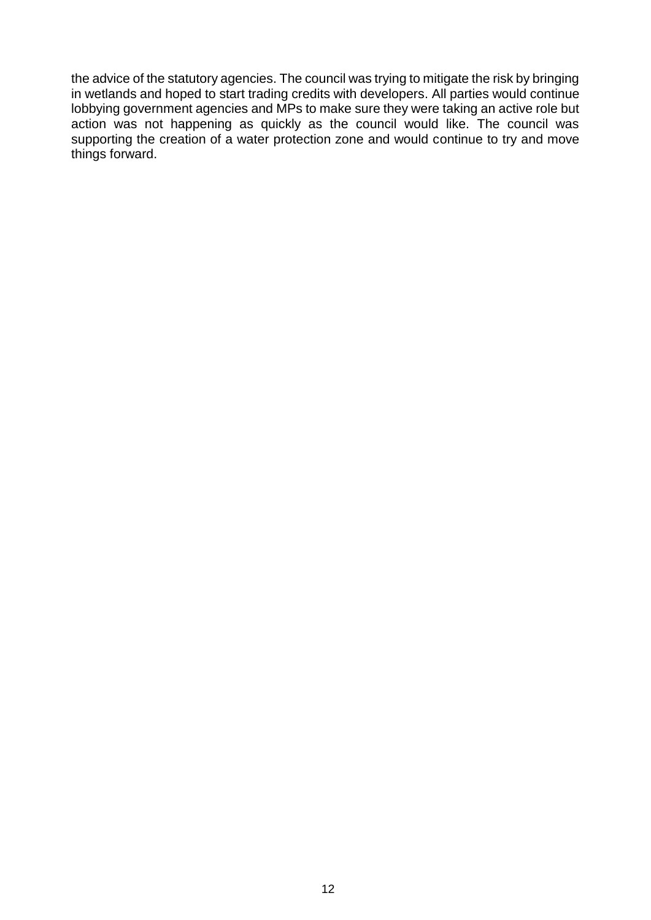the advice of the statutory agencies. The council was trying to mitigate the risk by bringing in wetlands and hoped to start trading credits with developers. All parties would continue lobbying government agencies and MPs to make sure they were taking an active role but action was not happening as quickly as the council would like. The council was supporting the creation of a water protection zone and would continue to try and move things forward.